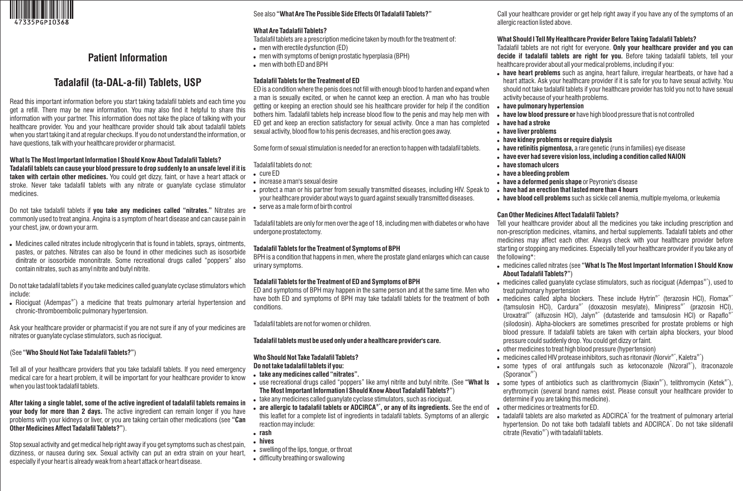# Patient Information

# Tadalafil (ta-DAL-a-fil) Tablets, USP

Read this important information before you start taking tadalafil tablets and each time you get a refill. There may be new information. You may also find it helpful to share this information with your partner. This information does not take the place of talking with your healthcare provider. You and your healthcare provider should talk about tadalafil tablets when you start taking it and at regular checkups. If you do not understand the information, or have questions, talk with your healthcare provider or pharmacist.

**What Is The Most Important Information I Should Know About Tadalafil Tablets?**

**Tadalafil tablets can cause your blood pressure to drop suddenly to an unsafe level if it is taken with certain other medicines.** You could get dizzy, faint, or have a heart attack or stroke. Never take tadalafil tablets with any nitrate or guanylate cyclase stimulator medicines.

Do not take tadalafil tablets if **you take any medicines called "nitrates."** Nitrates are commonly used to treat angina. Angina is a symptom of heart disease and can cause pain in your chest, jaw, or down your arm.

- Medicines called nitrates include nitroglycerin that is found in tablets, sprays, ointments, pastes, or patches. Nitrates can also be found in other medicines such as isosorbide dinitrate or isosorbide mononitrate. Some recreational drugs called "poppers" also contain nitrates, such as amyl nitrite and butyl nitrite.

Do not take tadalafil tablets if you take medicines called guanylate cyclase stimulators which include:

- Riociguat (Adempas®*) a medicine that treats pulmonary arterial hypertension and chronic-thromboembolic pulmonary hypertension.

Ask your healthcare provider or pharmacist if you are not sure if any of your medicines are nitrates or guanylate cyclase stimulators, such as riociguat.

(See **"Who Should Not Take Tadalafil Tablets?"**)

Tell all of your healthcare providers that you take tadalafil tablets. If you need emergency medical care for a heart problem, it will be important for your healthcare provider to know when you last took tadalafil tablets.

**After taking a single tablet, some of the active ingredient of tadalafil tablets remains in your body for more than 2 days.** The active ingredient can remain longer if you have problems with your kidneys or liver, or you are taking certain other medications (see **"Can Other Medicines Affect Tadalafil Tablets?"**).

Stop sexual activity and get medical help right away if you get symptoms such as chest pain, dizziness, or nausea during sex. Sexual activity can put an extra strain on your heart, especially if your heart is already weak from a heart attack or heart disease.

See also **"What Are The Possible Side Effects Of Tadalafil Tablets?"**

**What Are Tadalafil Tablets?**

Tadalafil tablets are a prescription medicine taken by mouth for the treatment of:

- men with erectile dysfunction (ED)
- men with symptoms of benign prostatic hyperplasia (BPH)
- men with both ED and BPH

**Tadalafil Tablets for the Treatment of ED**

ED is a condition where the penis does not fill with enough blood to harden and expand when a man is sexually excited, or when he cannot keep an erection. A man who has trouble getting or keeping an erection should see his healthcare provider for help if the condition bothers him. Tadalafil tablets help increase blood flow to the penis and may help men with ED get and keep an erection satisfactory for sexual activity. Once a man has completed sexual activity, blood flow to his penis decreases, and his erection goes away.

Some form of sexual stimulation is needed for an erection to happen with tadalafil tablets.

Tadalafil tablets do not:

- cure ED
- increase a man's sexual desire
- protect a man or his partner from sexually transmitted diseases, including HIV. Speak to your healthcare provider about ways to guard against sexually transmitted diseases.
- serve as a male form of birth control

Tadalafil tablets are only for men over the age of 18, including men with diabetes or who have undergone prostatectomy.

**Tadalafil Tablets for the Treatment of Symptoms of BPH**

BPH is a condition that happens in men, where the prostate gland enlarges which can cause urinary symptoms.

**Tadalafil Tablets for the Treatment of ED and Symptoms of BPH**

ED and symptoms of BPH may happen in the same person and at the same time. Men who have both ED and symptoms of BPH may take tadalafil tablets for the treatment of both conditions.

Tadalafil tablets are not for women or children.

**Tadalafil tablets must be used only under a healthcare provider's care.**

**Who Should Not Take Tadalafil Tablets?**

**Do not take tadalafil tablets if you:**

- **take any medicines called "nitrates".**
- use recreational drugs called "poppers" like amyl nitrite and butyl nitrite. (See **"What Is The Most Important Information I Should Know About Tadalafil Tablets?"**)
- take any medicines called guanylate cyclase stimulators, such as riociguat.
- **are allergic to tadalafil tablets or ADCIRCA®*, or any of its ingredients.** See the end of this leaflet for a complete list of ingredients in tadalafil tablets. Symptoms of an allergic reaction may include:
- **rash**
- **hives**
- swelling of the lips, tongue, or throat
- difficulty breathing or swallowing

Call your healthcare provider or get help right away if you have any of the symptoms of an allergic reaction listed above.

**What Should I Tell My Healthcare Provider Before Taking Tadalafil Tablets?**

Tadalafil tablets are not right for everyone. **Only your healthcare provider and you can decide if tadalafil tablets are right for you.** Before taking tadalafil tablets, tell your healthcare provider about all your medical problems, including if you:

- **have heart problems** such as angina, heart failure, irregular heartbeats, or have had a heart attack. Ask your healthcare provider if it is safe for you to have sexual activity. You should not take tadalafil tablets if your healthcare provider has told you not to have sexual activity because of your health problems.
- **have pulmonary hypertension**
- **have low blood pressure or** have high blood pressure that is not controlled
- **have had a stroke**
- **have liver problems**
- **have kidney problems or require dialysis**
- **have retinitis pigmentosa,** a rare genetic (runs in families) eye disease
- **have ever had severe vision loss, including a condition called NAION**
- **have stomach ulcers**
- **have a bleeding problem**
- **have a deformed penis shape** or Peyronie's disease
- **have had an erection that lasted more than 4 hours**
- **have blood cell problems** such as sickle cell anemia, multiple myeloma, or leukemia

**Can Other Medicines Affect Tadalafil Tablets?**

Tell your healthcare provider about all the medicines you take including prescription and non-prescription medicines, vitamins, and herbal supplements. Tadalafil tablets and other medicines may affect each other. Always check with your healthcare provider before starting or stopping any medicines. Especially tell your healthcare provider if you take any of the following*:

- medicines called nitrates (see **"What Is The Most Important Information I Should Know About Tadalafil Tablets?"**)
- medicines called guanylate cyclase stimulators, such as riociguat (Adempas®*), used to treat pulmonary hypertension
- medicines called alpha blockers. These include Hytrin®* (terazosin HCl), Flomax®* (tamsulosin HCl), Cardura®* (doxazosin mesylate), Minipress®* (prazosin HCl), Uroxatral®* (alfuzosin HCl), Jalyn®* (dutasteride and tamsulosin HCl) or Rapaflo®* (silodosin). Alpha-blockers are sometimes prescribed for prostate problems or high blood pressure. If tadalafil tablets are taken with certain alpha blockers, your blood pressure could suddenly drop. You could get dizzy or faint.
- other medicines to treat high blood pressure (hypertension)
- medicines called HIV protease inhibitors, such as ritonavir (Norvir®*, Kaletra®*)
- some types of oral antifungals such as ketoconazole (Nizoral®*), itraconazole (Sporanox®*)
- some types of antibiotics such as clarithromycin (Biaxin®*), telithromycin (Ketek®*), erythromycin (several brand names exist. Please consult your healthcare provider to determine if you are taking this medicine).
- other medicines or treatments for ED.
- tadalafil tablets are also marketed as ADCIRCA* for the treatment of pulmonary arterial hypertension. Do not take both tadalafil tablets and ADCIRCA*. Do not take sildenafil citrate (Revatio®*) with tadalafil tablets.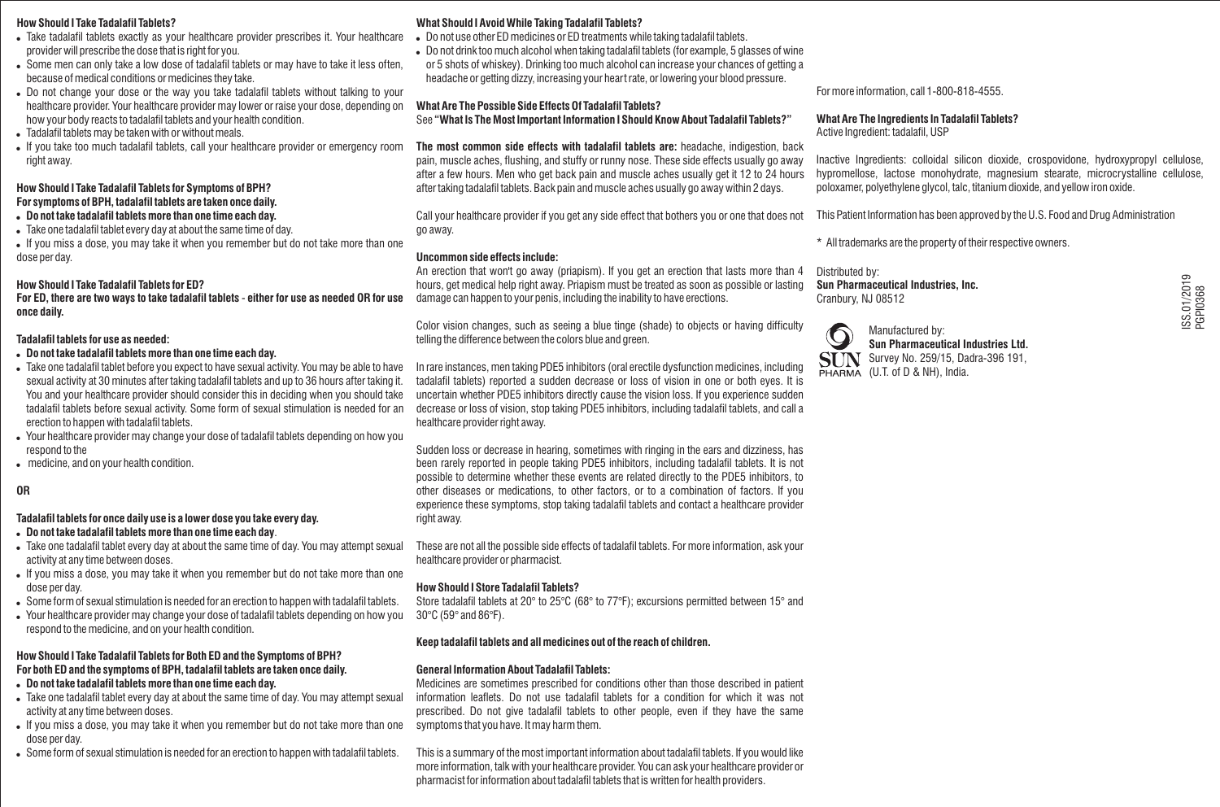### How Should I Take Tadalafil Tablets?

- Take tadalafil tablets exactly as your healthcare provider prescribes it. Your healthcare provider will prescribe the dose that is right for you.
- Some men can only take a low dose of tadalafil tablets or may have to take it less often, because of medical conditions or medicines they take.
- Do not change your dose or the way you take tadalafil tablets without talking to your healthcare provider. Your healthcare provider may lower or raise your dose, depending on how your body reacts to tadalafil tablets and your health condition.
- Tadalafil tablets may be taken with or without meals.
- If you take too much tadalafil tablets, call your healthcare provider or emergency room right away.

### How Should I Take Tadalafil Tablets for Symptoms of BPH?

**For symptoms of BPH, tadalafil tablets are taken once daily.**

- **Do not take tadalafil tablets more than one time each day.**
- Take one tadalafil tablet every day at about the same time of day.
- If you miss a dose, you may take it when you remember but do not take more than one dose per day.

### How Should I Take Tadalafil Tablets for ED?

**For ED, there are two ways to take tadalafil tablets - either for use as needed OR for use once daily.**

**Tadalafil tablets for use as needed:**

- **Do not take tadalafil tablets more than one time each day.**
- Take one tadalafil tablet before you expect to have sexual activity. You may be able to have sexual activity at 30 minutes after taking tadalafil tablets and up to 36 hours after taking it. You and your healthcare provider should consider this in deciding when you should take tadalafil tablets before sexual activity. Some form of sexual stimulation is needed for an erection to happen with tadalafil tablets.
- Your healthcare provider may change your dose of tadalafil tablets depending on how you respond to the
- medicine, and on your health condition.

**OR**

**Tadalafil tablets for once daily use is a lower dose you take every day.**

- **Do not take tadalafil tablets more than one time each day**.
- Take one tadalafil tablet every day at about the same time of day. You may attempt sexual activity at any time between doses.
- If you miss a dose, you may take it when you remember but do not take more than one dose per day.
- Some form of sexual stimulation is needed for an erection to happen with tadalafil tablets.
- Your healthcare provider may change your dose of tadalafil tablets depending on how you respond to the medicine, and on your health condition.

### How Should I Take Tadalafil Tablets for Both ED and the Symptoms of BPH?

**For both ED and the symptoms of BPH, tadalafil tablets are taken once daily.**

- **Do not take tadalafil tablets more than one time each day.**
- Take one tadalafil tablet every day at about the same time of day. You may attempt sexual activity at any time between doses.
- If you miss a dose, you may take it when you remember but do not take more than one dose per day.
- Some form of sexual stimulation is needed for an erection to happen with tadalafil tablets.

### What Should I Avoid While Taking Tadalafil Tablets?

- Do not use other ED medicines or ED treatments while taking tadalafil tablets.
- Do not drink too much alcohol when taking tadalafil tablets (for example, 5 glasses of wine or 5 shots of whiskey). Drinking too much alcohol can increase your chances of getting a headache or getting dizzy, increasing your heart rate, or lowering your blood pressure.

### What Are The Possible Side Effects Of Tadalafil Tablets?

See **"What Is The Most Important Information I Should Know About Tadalafil Tablets?"**

**The most common side effects with tadalafil tablets are:** headache, indigestion, back pain, muscle aches, flushing, and stuffy or runny nose. These side effects usually go away after a few hours. Men who get back pain and muscle aches usually get it 12 to 24 hours after taking tadalafil tablets. Back pain and muscle aches usually go away within 2 days.

Call your healthcare provider if you get any side effect that bothers you or one that does not go away.

**Uncommon side effects include:**

An erection that won't go away (priapism). If you get an erection that lasts more than 4 hours, get medical help right away. Priapism must be treated as soon as possible or lasting damage can happen to your penis, including the inability to have erections.

Color vision changes, such as seeing a blue tinge (shade) to objects or having difficulty telling the difference between the colors blue and green.

In rare instances, men taking PDE5 inhibitors (oral erectile dysfunction medicines, including tadalafil tablets) reported a sudden decrease or loss of vision in one or both eyes. It is uncertain whether PDE5 inhibitors directly cause the vision loss. If you experience sudden decrease or loss of vision, stop taking PDE5 inhibitors, including tadalafil tablets, and call a healthcare provider right away.

Sudden loss or decrease in hearing, sometimes with ringing in the ears and dizziness, has been rarely reported in people taking PDE5 inhibitors, including tadalafil tablets. It is not possible to determine whether these events are related directly to the PDE5 inhibitors, to other diseases or medications, to other factors, or to a combination of factors. If you experience these symptoms, stop taking tadalafil tablets and contact a healthcare provider right away.

These are not all the possible side effects of tadalafil tablets. For more information, ask your healthcare provider or pharmacist.

### How Should I Store Tadalafil Tablets?

Store tadalafil tablets at 20° to 25°C (68° to 77°F); excursions permitted between 15° and 30°C (59° and 86°F).

**Keep tadalafil tablets and all medicines out of the reach of children.**

### General Information About Tadalafil Tablets:

Medicines are sometimes prescribed for conditions other than those described in patient information leaflets. Do not use tadalafil tablets for a condition for which it was not prescribed. Do not give tadalafil tablets to other people, even if they have the same symptoms that you have. It may harm them.

This is a summary of the most important information about tadalafil tablets. If you would like more information, talk with your healthcare provider. You can ask your healthcare provider or pharmacist for information about tadalafil tablets that is written for health providers.

For more information, call 1-800-818-4555.

### What Are The Ingredients In Tadalafil Tablets?

Active Ingredient: tadalafil, USP

Inactive Ingredients: colloidal silicon dioxide, crospovidone, hydroxypropyl cellulose, hypromellose, lactose monohydrate, magnesium stearate, microcrystalline cellulose, poloxamer, polyethylene glycol, talc, titanium dioxide, and yellow iron oxide.

This Patient Information has been approved by the U.S. Food and Drug Administration

* All trademarks are the property of their respective owners.

Distributed by:
**Sun Pharmaceutical Industries, Inc.**
Cranbury, NJ 08512

Manufactured by:
**Sun Pharmaceutical Industries Ltd.**
Survey No. 259/15, Dadra-396 191,
(U.T. of D & NH), India.

ISS.01/2019
PGPI0368